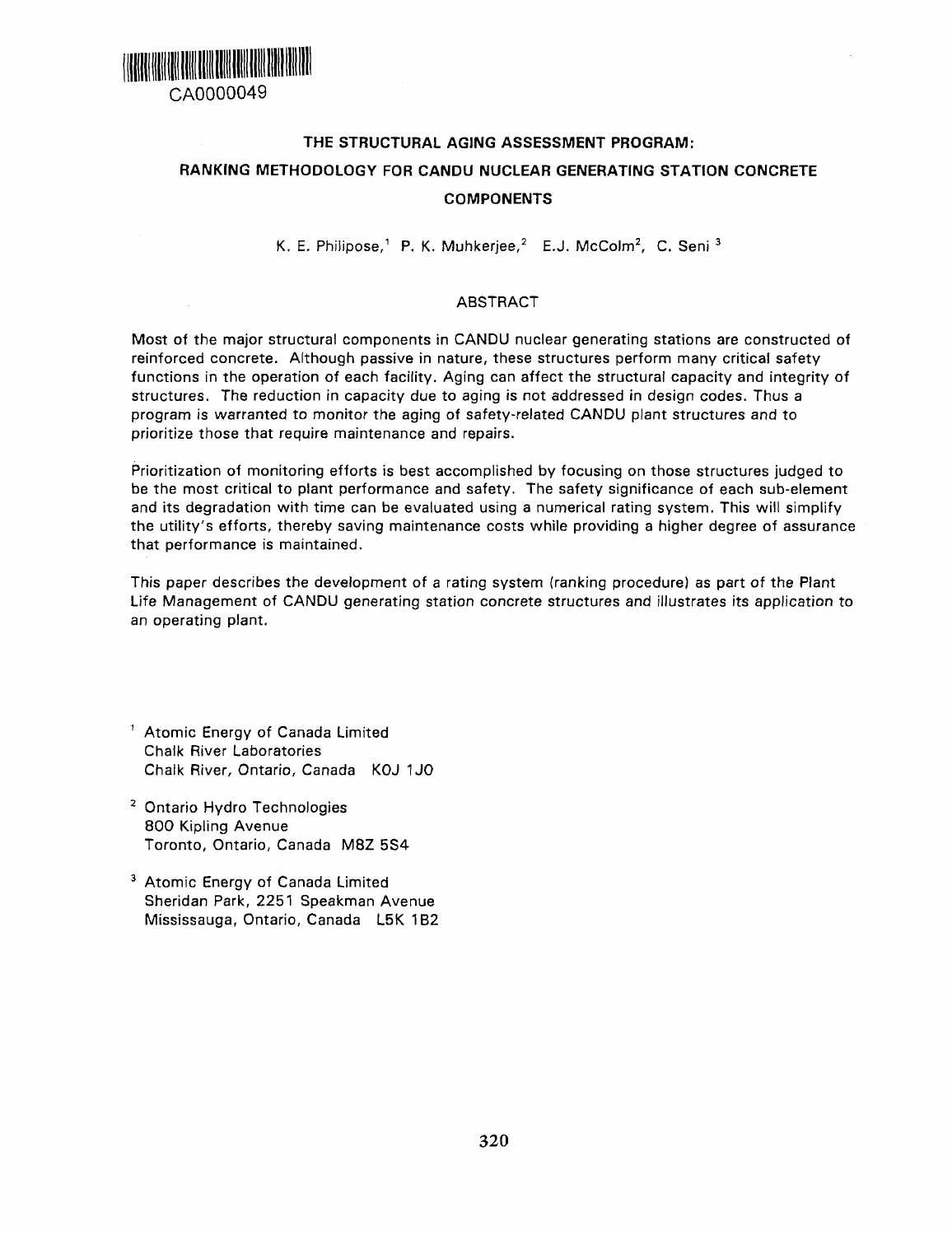CA0000049

# THE STRUCTURAL AGING ASSESSMENT PROGRAM: RANKING METHODOLOGY FOR CANDU NUCLEAR GENERATING STATION CONCRETE COMPONENTS

K. E. Philipose,[1] P. K. Muhkerjee,[2] E.J. McColm[2], C. Seni [3]

## ABSTRACT

Most of the major structural components in CANDU nuclear generating stations are constructed of reinforced concrete. Although passive in nature, these structures perform many critical safety functions in the operation of each facility. Aging can affect the structural capacity and integrity of structures. The reduction in capacity due to aging is not addressed in design codes. Thus a program is warranted to monitor the aging of safety-related CANDU plant structures and to prioritize those that require maintenance and repairs.

Prioritization of monitoring efforts is best accomplished by focusing on those structures judged to be the most critical to plant performance and safety. The safety significance of each sub-element and its degradation with time can be evaluated using a numerical rating system. This will simplify the utility's efforts, thereby saving maintenance costs while providing a higher degree of assurance that performance is maintained.

This paper describes the development of a rating system (ranking procedure) as part of the Plant Life Management of CANDU generating station concrete structures and illustrates its application to an operating plant.

[1] Atomic Energy of Canada Limited
Chalk River Laboratories
Chalk River, Ontario, Canada K0J 1J0

[2] Ontario Hydro Technologies
800 Kipling Avenue
Toronto, Ontario, Canada M8Z 5S4

[3] Atomic Energy of Canada Limited
Sheridan Park, 2251 Speakman Avenue
Mississauga, Ontario, Canada L5K 1B2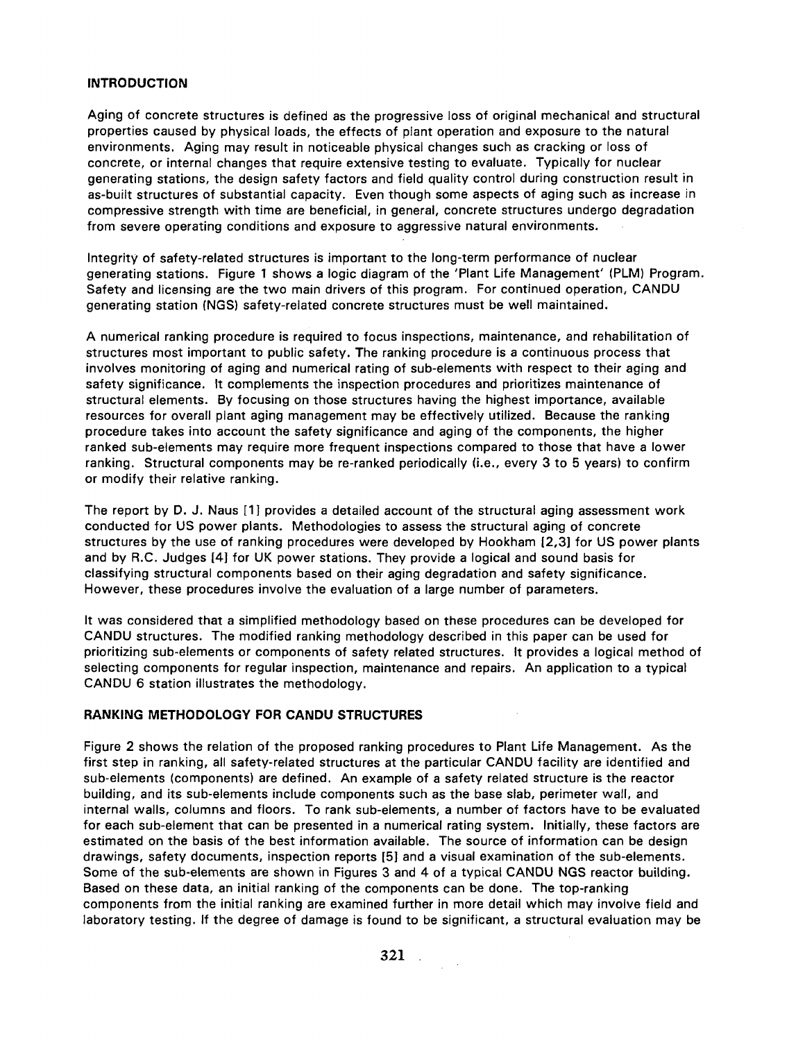## INTRODUCTION

Aging of concrete structures is defined as the progressive loss of original mechanical and structural properties caused by physical loads, the effects of plant operation and exposure to the natural environments. Aging may result in noticeable physical changes such as cracking or loss of concrete, or internal changes that require extensive testing to evaluate. Typically for nuclear generating stations, the design safety factors and field quality control during construction result in as-built structures of substantial capacity. Even though some aspects of aging such as increase in compressive strength with time are beneficial, in general, concrete structures undergo degradation from severe operating conditions and exposure to aggressive natural environments.

Integrity of safety-related structures is important to the long-term performance of nuclear generating stations. Figure 1 shows a logic diagram of the 'Plant Life Management' (PLM) Program. Safety and licensing are the two main drivers of this program. For continued operation, CANDU generating station (NGS) safety-related concrete structures must be well maintained.

A numerical ranking procedure is required to focus inspections, maintenance, and rehabilitation of structures most important to public safety. The ranking procedure is a continuous process that involves monitoring of aging and numerical rating of sub-elements with respect to their aging and safety significance. It complements the inspection procedures and prioritizes maintenance of structural elements. By focusing on those structures having the highest importance, available resources for overall plant aging management may be effectively utilized. Because the ranking procedure takes into account the safety significance and aging of the components, the higher ranked sub-elements may require more frequent inspections compared to those that have a lower ranking. Structural components may be re-ranked periodically (i.e., every 3 to 5 years) to confirm or modify their relative ranking.

The report by D. J. Naus [1] provides a detailed account of the structural aging assessment work conducted for US power plants. Methodologies to assess the structural aging of concrete structures by the use of ranking procedures were developed by Hookham [2,3] for US power plants and by R.C. Judges [4] for UK power stations. They provide a logical and sound basis for classifying structural components based on their aging degradation and safety significance. However, these procedures involve the evaluation of a large number of parameters.

It was considered that a simplified methodology based on these procedures can be developed for CANDU structures. The modified ranking methodology described in this paper can be used for prioritizing sub-elements or components of safety related structures. It provides a logical method of selecting components for regular inspection, maintenance and repairs. An application to a typical CANDU 6 station illustrates the methodology.

## RANKING METHODOLOGY FOR CANDU STRUCTURES

Figure 2 shows the relation of the proposed ranking procedures to Plant Life Management. As the first step in ranking, all safety-related structures at the particular CANDU facility are identified and sub-elements (components) are defined. An example of a safety related structure is the reactor building, and its sub-elements include components such as the base slab, perimeter wall, and internal walls, columns and floors. To rank sub-elements, a number of factors have to be evaluated for each sub-element that can be presented in a numerical rating system. Initially, these factors are estimated on the basis of the best information available. The source of information can be design drawings, safety documents, inspection reports [5] and a visual examination of the sub-elements. Some of the sub-elements are shown in Figures 3 and 4 of a typical CANDU NGS reactor building. Based on these data, an initial ranking of the components can be done. The top-ranking components from the initial ranking are examined further in more detail which may involve field and laboratory testing. If the degree of damage is found to be significant, a structural evaluation may be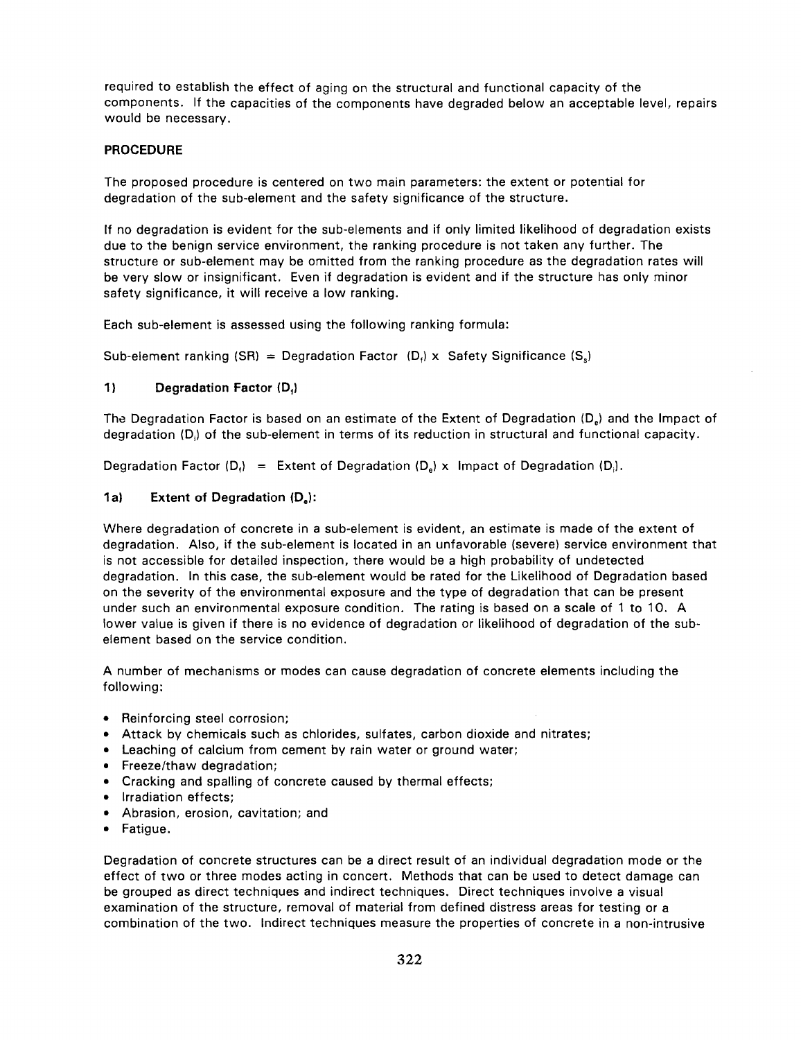required to establish the effect of aging on the structural and functional capacity of the components. If the capacities of the components have degraded below an acceptable level, repairs would be necessary.

**PROCEDURE**

The proposed procedure is centered on two main parameters: the extent or potential for degradation of the sub-element and the safety significance of the structure.

If no degradation is evident for the sub-elements and if only limited likelihood of degradation exists due to the benign service environment, the ranking procedure is not taken any further. The structure or sub-element may be omitted from the ranking procedure as the degradation rates will be very slow or insignificant. Even if degradation is evident and if the structure has only minor safety significance, it will receive a low ranking.

Each sub-element is assessed using the following ranking formula:

Sub-element ranking (SR) = Degradation Factor ($D_f$) x Safety Significance ($S_s$)

**1) Degradation Factor ($D_f$)**

The Degradation Factor is based on an estimate of the Extent of Degradation ($D_e$) and the Impact of degradation ($D_i$) of the sub-element in terms of its reduction in structural and functional capacity.

Degradation Factor ($D_f$) = Extent of Degradation ($D_e$) x Impact of Degradation ($D_i$).

**1a) Extent of Degradation ($D_e$):**

Where degradation of concrete in a sub-element is evident, an estimate is made of the extent of degradation. Also, if the sub-element is located in an unfavorable (severe) service environment that is not accessible for detailed inspection, there would be a high probability of undetected degradation. In this case, the sub-element would be rated for the Likelihood of Degradation based on the severity of the environmental exposure and the type of degradation that can be present under such an environmental exposure condition. The rating is based on a scale of 1 to 10. A lower value is given if there is no evidence of degradation or likelihood of degradation of the sub-element based on the service condition.

A number of mechanisms or modes can cause degradation of concrete elements including the following:

- Reinforcing steel corrosion;
- Attack by chemicals such as chlorides, sulfates, carbon dioxide and nitrates;
- Leaching of calcium from cement by rain water or ground water;
- Freeze/thaw degradation;
- Cracking and spalling of concrete caused by thermal effects;
- Irradiation effects;
- Abrasion, erosion, cavitation; and
- Fatigue.

Degradation of concrete structures can be a direct result of an individual degradation mode or the effect of two or three modes acting in concert. Methods that can be used to detect damage can be grouped as direct techniques and indirect techniques. Direct techniques involve a visual examination of the structure, removal of material from defined distress areas for testing or a combination of the two. Indirect techniques measure the properties of concrete in a non-intrusive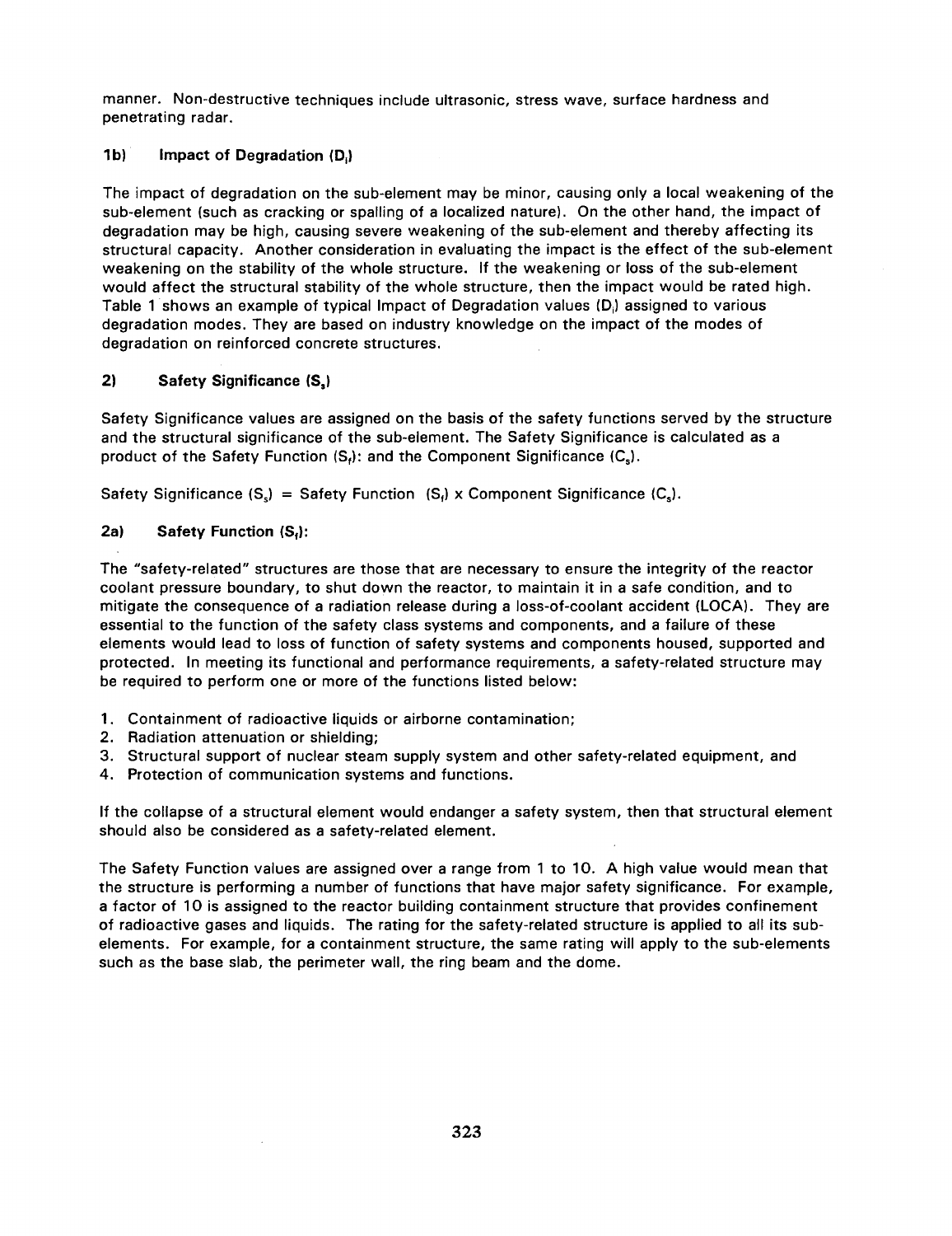manner. Non-destructive techniques include ultrasonic, stress wave, surface hardness and penetrating radar.

### 1b) Impact of Degradation ($D_i$)

The impact of degradation on the sub-element may be minor, causing only a local weakening of the sub-element (such as cracking or spalling of a localized nature). On the other hand, the impact of degradation may be high, causing severe weakening of the sub-element and thereby affecting its structural capacity. Another consideration in evaluating the impact is the effect of the sub-element weakening on the stability of the whole structure. If the weakening or loss of the sub-element would affect the structural stability of the whole structure, then the impact would be rated high. Table 1 shows an example of typical Impact of Degradation values ($D_i$) assigned to various degradation modes. They are based on industry knowledge on the impact of the modes of degradation on reinforced concrete structures.

### 2) Safety Significance ($S_s$)

Safety Significance values are assigned on the basis of the safety functions served by the structure and the structural significance of the sub-element. The Safety Significance is calculated as a product of the Safety Function ($S_f$): and the Component Significance ($C_s$).

Safety Significance ($S_s$) = Safety Function ($S_f$) x Component Significance ($C_s$).

### 2a) Safety Function ($S_f$):

The "safety-related" structures are those that are necessary to ensure the integrity of the reactor coolant pressure boundary, to shut down the reactor, to maintain it in a safe condition, and to mitigate the consequence of a radiation release during a loss-of-coolant accident (LOCA). They are essential to the function of the safety class systems and components, and a failure of these elements would lead to loss of function of safety systems and components housed, supported and protected. In meeting its functional and performance requirements, a safety-related structure may be required to perform one or more of the functions listed below:

1. Containment of radioactive liquids or airborne contamination;
2. Radiation attenuation or shielding;
3. Structural support of nuclear steam supply system and other safety-related equipment, and
4. Protection of communication systems and functions.

If the collapse of a structural element would endanger a safety system, then that structural element should also be considered as a safety-related element.

The Safety Function values are assigned over a range from 1 to 10. A high value would mean that the structure is performing a number of functions that have major safety significance. For example, a factor of 10 is assigned to the reactor building containment structure that provides confinement of radioactive gases and liquids. The rating for the safety-related structure is applied to all its sub-elements. For example, for a containment structure, the same rating will apply to the sub-elements such as the base slab, the perimeter wall, the ring beam and the dome.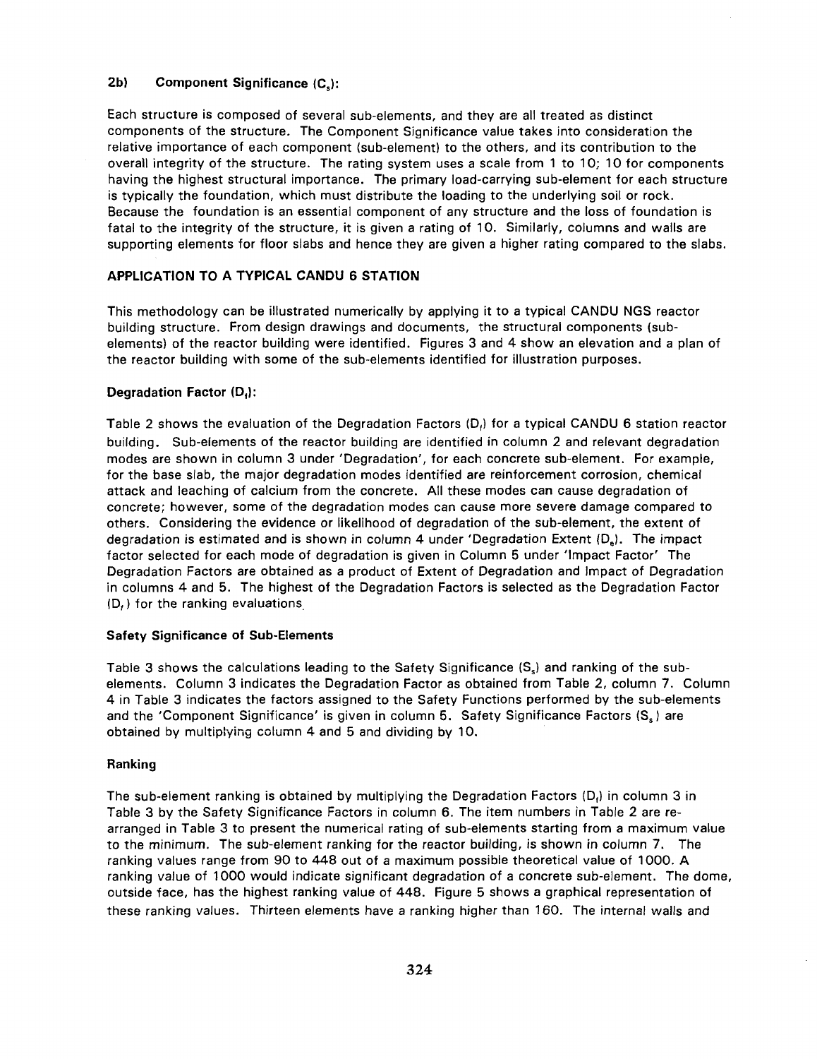### 2b) Component Significance ($C_s$):

Each structure is composed of several sub-elements, and they are all treated as distinct components of the structure. The Component Significance value takes into consideration the relative importance of each component (sub-element) to the others, and its contribution to the overall integrity of the structure. The rating system uses a scale from 1 to 10; 10 for components having the highest structural importance. The primary load-carrying sub-element for each structure is typically the foundation, which must distribute the loading to the underlying soil or rock. Because the foundation is an essential component of any structure and the loss of foundation is fatal to the integrity of the structure, it is given a rating of 10. Similarly, columns and walls are supporting elements for floor slabs and hence they are given a higher rating compared to the slabs.

## APPLICATION TO A TYPICAL CANDU 6 STATION

This methodology can be illustrated numerically by applying it to a typical CANDU NGS reactor building structure. From design drawings and documents, the structural components (sub-elements) of the reactor building were identified. Figures 3 and 4 show an elevation and a plan of the reactor building with some of the sub-elements identified for illustration purposes.

### Degradation Factor ($D_f$):

Table 2 shows the evaluation of the Degradation Factors ($D_f$) for a typical CANDU 6 station reactor building. Sub-elements of the reactor building are identified in column 2 and relevant degradation modes are shown in column 3 under 'Degradation', for each concrete sub-element. For example, for the base slab, the major degradation modes identified are reinforcement corrosion, chemical attack and leaching of calcium from the concrete. All these modes can cause degradation of concrete; however, some of the degradation modes can cause more severe damage compared to others. Considering the evidence or likelihood of degradation of the sub-element, the extent of degradation is estimated and is shown in column 4 under 'Degradation Extent ($D_e$). The impact factor selected for each mode of degradation is given in Column 5 under 'Impact Factor' The Degradation Factors are obtained as a product of Extent of Degradation and Impact of Degradation in columns 4 and 5. The highest of the Degradation Factors is selected as the Degradation Factor ($D_f$) for the ranking evaluations.

### Safety Significance of Sub-Elements

Table 3 shows the calculations leading to the Safety Significance ($S_s$) and ranking of the sub-elements. Column 3 indicates the Degradation Factor as obtained from Table 2, column 7. Column 4 in Table 3 indicates the factors assigned to the Safety Functions performed by the sub-elements and the 'Component Significance' is given in column 5. Safety Significance Factors ($S_s$) are obtained by multiplying column 4 and 5 and dividing by 10.

### Ranking

The sub-element ranking is obtained by multiplying the Degradation Factors ($D_f$) in column 3 in Table 3 by the Safety Significance Factors in column 6. The item numbers in Table 2 are re-arranged in Table 3 to present the numerical rating of sub-elements starting from a maximum value to the minimum. The sub-element ranking for the reactor building, is shown in column 7. The ranking values range from 90 to 448 out of a maximum possible theoretical value of 1000. A ranking value of 1000 would indicate significant degradation of a concrete sub-element. The dome, outside face, has the highest ranking value of 448. Figure 5 shows a graphical representation of these ranking values. Thirteen elements have a ranking higher than 160. The internal walls and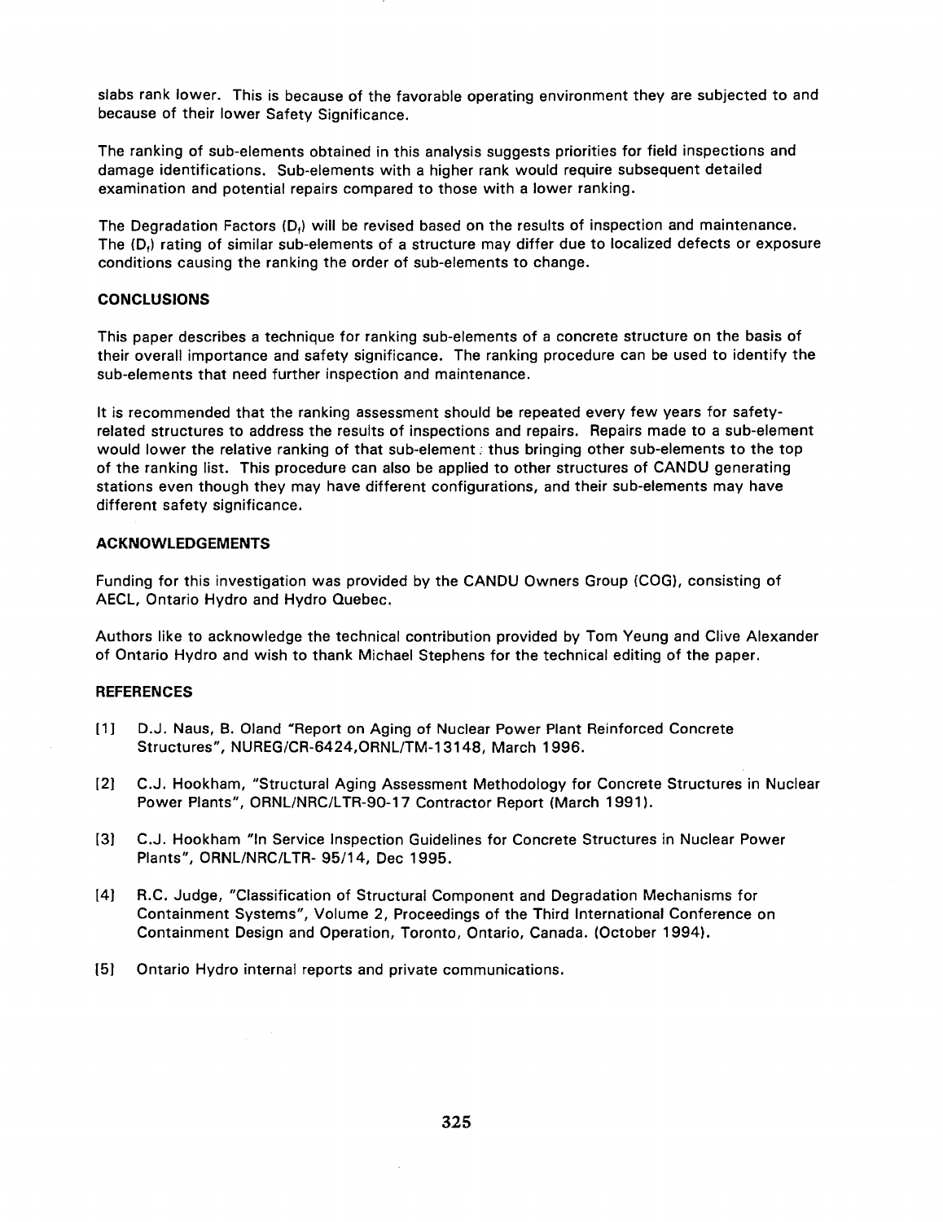slabs rank lower. This is because of the favorable operating environment they are subjected to and because of their lower Safety Significance.

The ranking of sub-elements obtained in this analysis suggests priorities for field inspections and damage identifications. Sub-elements with a higher rank would require subsequent detailed examination and potential repairs compared to those with a lower ranking.

The Degradation Factors ($D_f$) will be revised based on the results of inspection and maintenance. The ($D_f$) rating of similar sub-elements of a structure may differ due to localized defects or exposure conditions causing the ranking the order of sub-elements to change.

## CONCLUSIONS

This paper describes a technique for ranking sub-elements of a concrete structure on the basis of their overall importance and safety significance. The ranking procedure can be used to identify the sub-elements that need further inspection and maintenance.

It is recommended that the ranking assessment should be repeated every few years for safety-related structures to address the results of inspections and repairs. Repairs made to a sub-element would lower the relative ranking of that sub-element; thus bringing other sub-elements to the top of the ranking list. This procedure can also be applied to other structures of CANDU generating stations even though they may have different configurations, and their sub-elements may have different safety significance.

## ACKNOWLEDGEMENTS

Funding for this investigation was provided by the CANDU Owners Group (COG), consisting of AECL, Ontario Hydro and Hydro Quebec.

Authors like to acknowledge the technical contribution provided by Tom Yeung and Clive Alexander of Ontario Hydro and wish to thank Michael Stephens for the technical editing of the paper.

## REFERENCES

[1] D.J. Naus, B. Oland "Report on Aging of Nuclear Power Plant Reinforced Concrete Structures", NUREG/CR-6424,ORNL/TM-13148, March 1996.

[2] C.J. Hookham, "Structural Aging Assessment Methodology for Concrete Structures in Nuclear Power Plants", ORNL/NRC/LTR-90-17 Contractor Report (March 1991).

[3] C.J. Hookham "In Service Inspection Guidelines for Concrete Structures in Nuclear Power Plants", ORNL/NRC/LTR- 95/14, Dec 1995.

[4] R.C. Judge, "Classification of Structural Component and Degradation Mechanisms for Containment Systems", Volume 2, Proceedings of the Third International Conference on Containment Design and Operation, Toronto, Ontario, Canada. (October 1994).

[5] Ontario Hydro internal reports and private communications.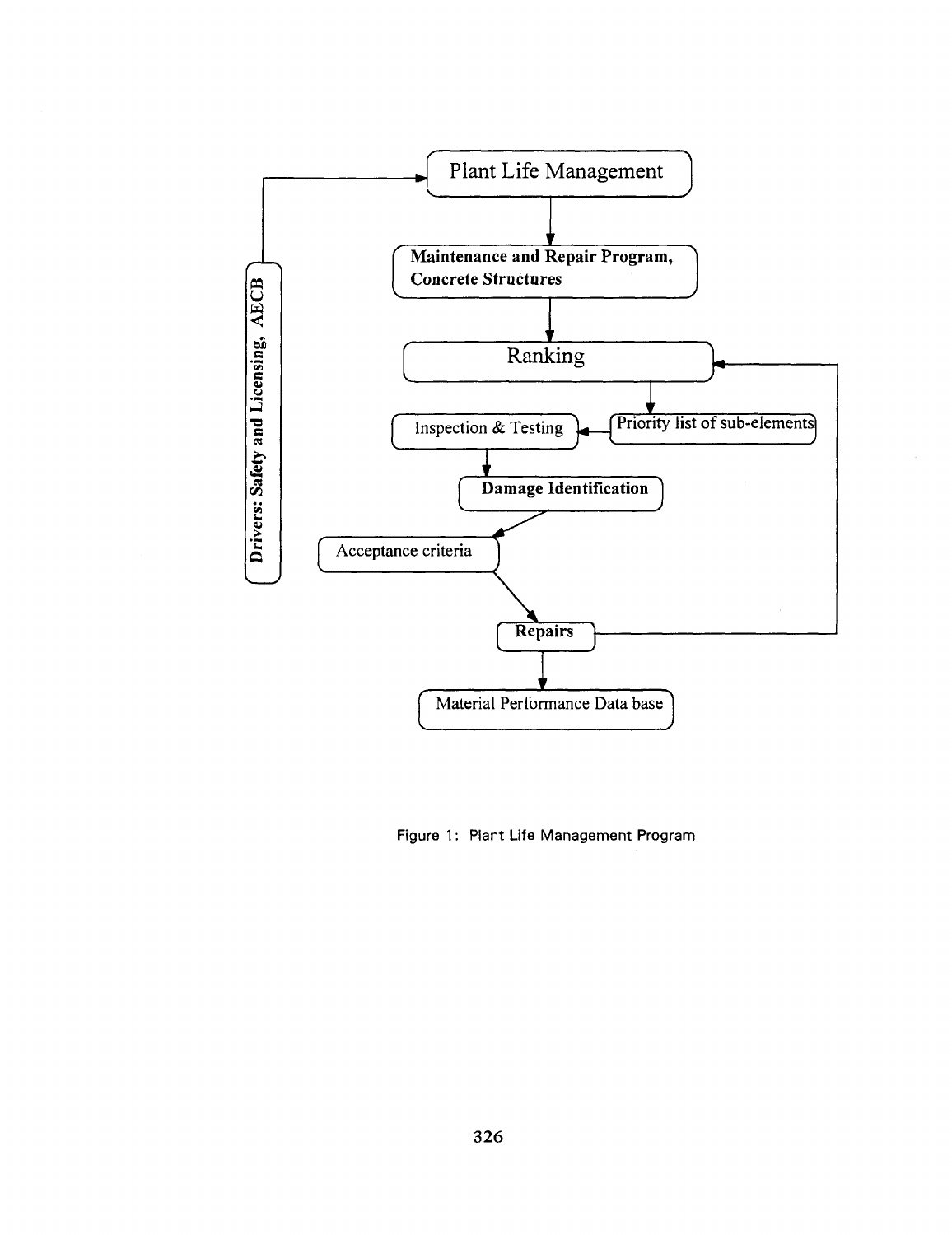Drivers: Safety and Licensing, AECB

Plant Life Management

Maintenance and Repair Program, Concrete Structures

Ranking

Priority list of sub-elements

Inspection & Testing

Damage Identification

Acceptance criteria

Repairs

Material Performance Data base

Figure 1: Plant Life Management Program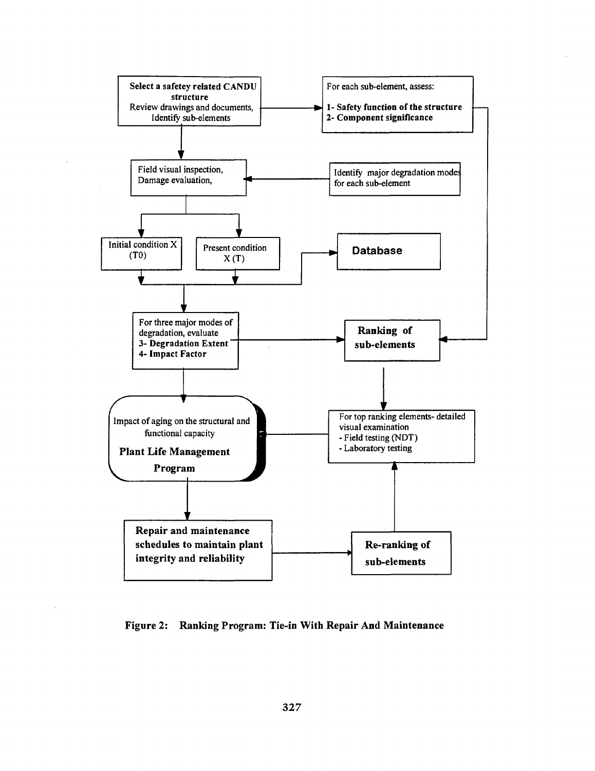Select a safetey related CANDU structure
Review drawings and documents, Identify sub-elements

For each sub-element, assess:
**1- Safety function of the structure**
**2- Component significance**

Field visual inspection,
Damage evaluation,

Identify major degradation modes for each sub-element

Initial condition X (T0)

Present condition X (T)

**Database**

For three major modes of degradation, evaluate
**3- Degradation Extent**
**4- Impact Factor**

**Ranking of sub-elements**

Impact of aging on the structural and functional capacity
**Plant Life Management Program**

For top ranking elements- detailed visual examination
- Field testing (NDT)
- Laboratory testing

**Repair and maintenance schedules to maintain plant integrity and reliability**

**Re-ranking of sub-elements**

**Figure 2: Ranking Program: Tie-in With Repair And Maintenance**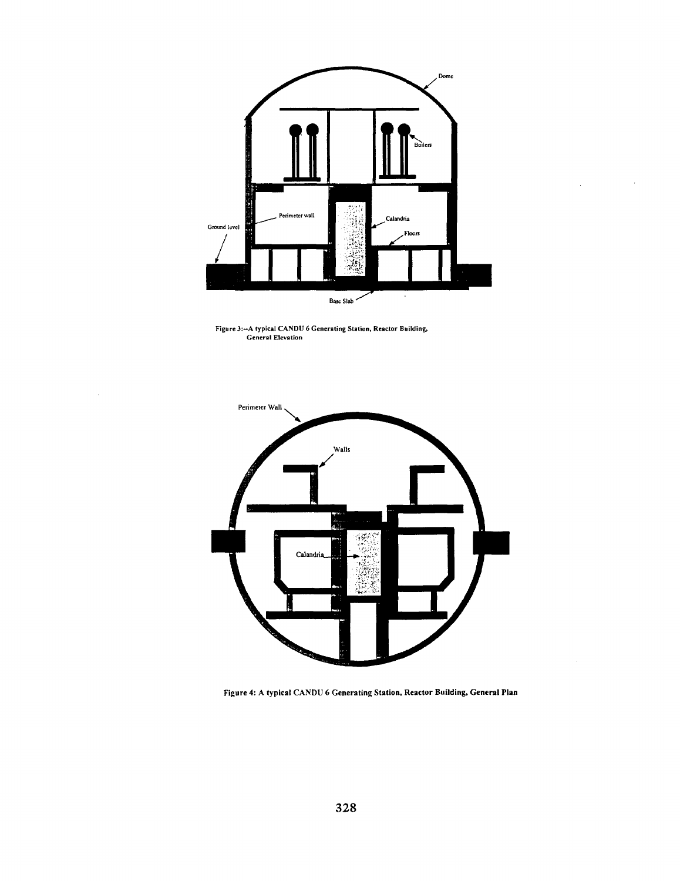Figure 3:--A typical CANDU 6 Generating Station, Reactor Building, General Elevation

Figure 4: A typical CANDU 6 Generating Station, Reactor Building, General Plan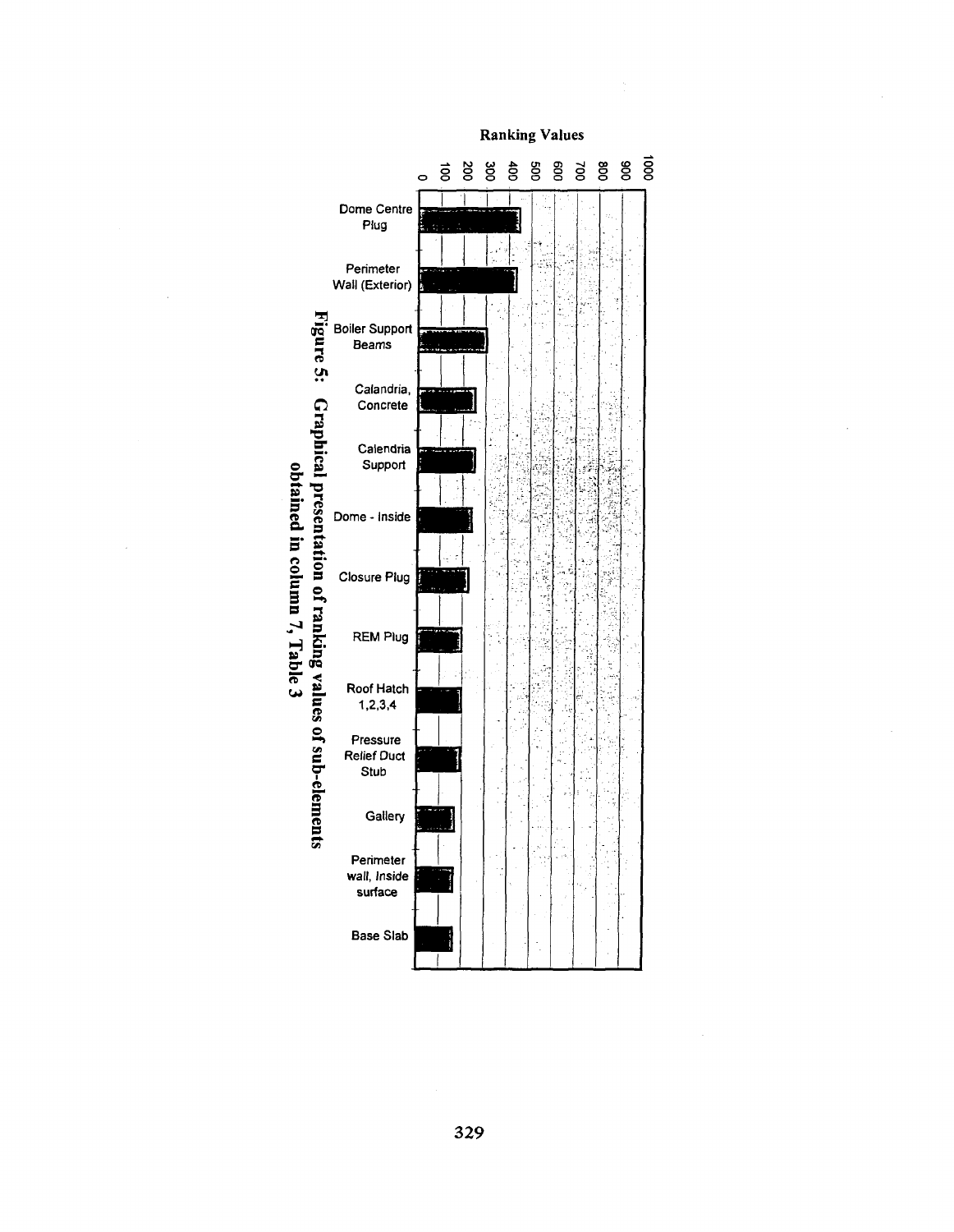Ranking Values

| Sub-element | Ranking Value (approx.) |
|---|---|
| Dome Centre Plug | ~450 |
| Perimeter Wall (Exterior) | ~430 |
| Boiler Support Beams | ~300 |
| Calandria, Concrete | ~250 |
| Calendria Support | ~250 |
| Dome - Inside | ~235 |
| Closure Plug | ~220 |
| REM Plug | ~190 |
| Roof Hatch 1,2,3,4 | ~185 |
| Pressure Relief Duct Stub | ~185 |
| Gallery | ~160 |
| Perimeter wall, Inside surface | ~155 |
| Base Slab | ~155 |

**Figure 5: Graphical presentation of ranking values of sub-elements obtained in column 7, Table 3**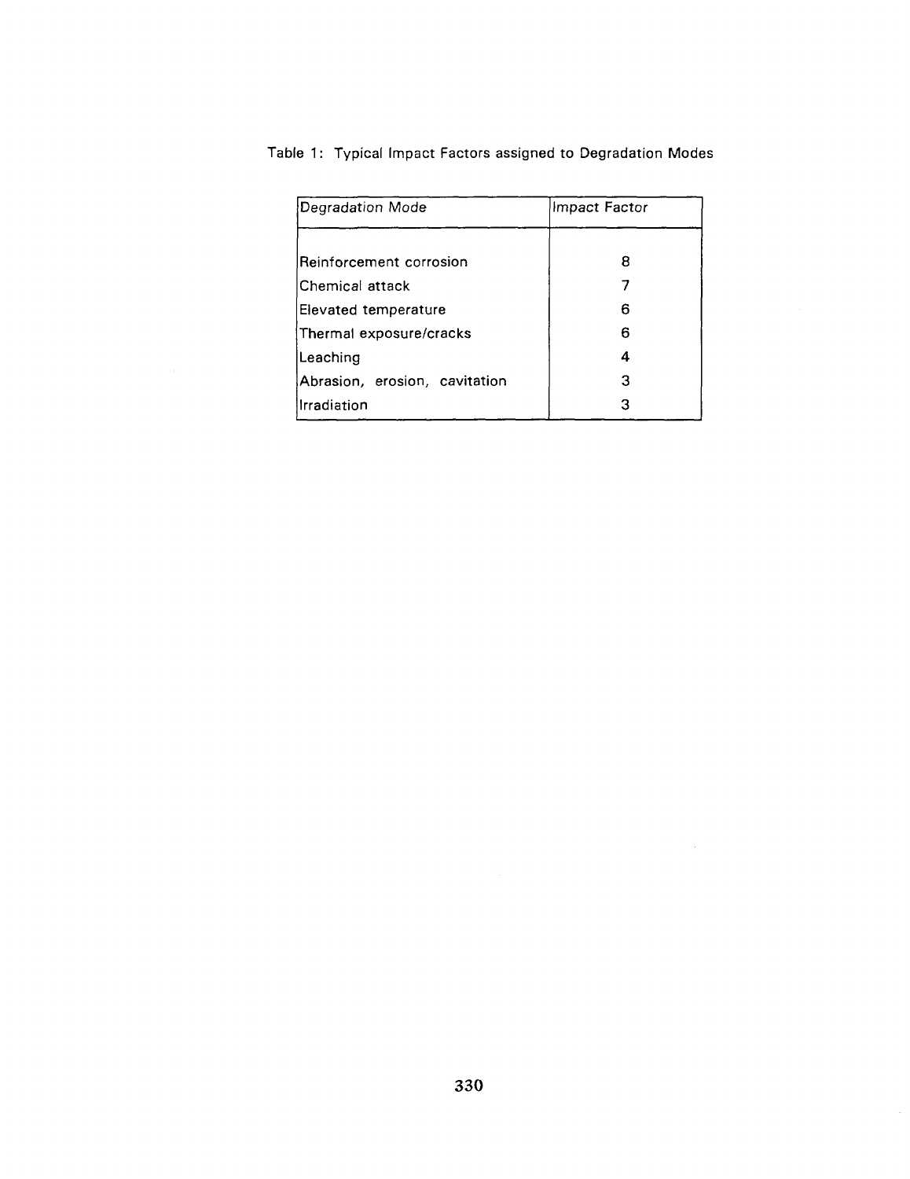Table 1: Typical Impact Factors assigned to Degradation Modes

| Degradation Mode | Impact Factor |
| --- | --- |
| Reinforcement corrosion | 8 |
| Chemical attack | 7 |
| Elevated temperature | 6 |
| Thermal exposure/cracks | 6 |
| Leaching | 4 |
| Abrasion, erosion, cavitation | 3 |
| Irradiation | 3 |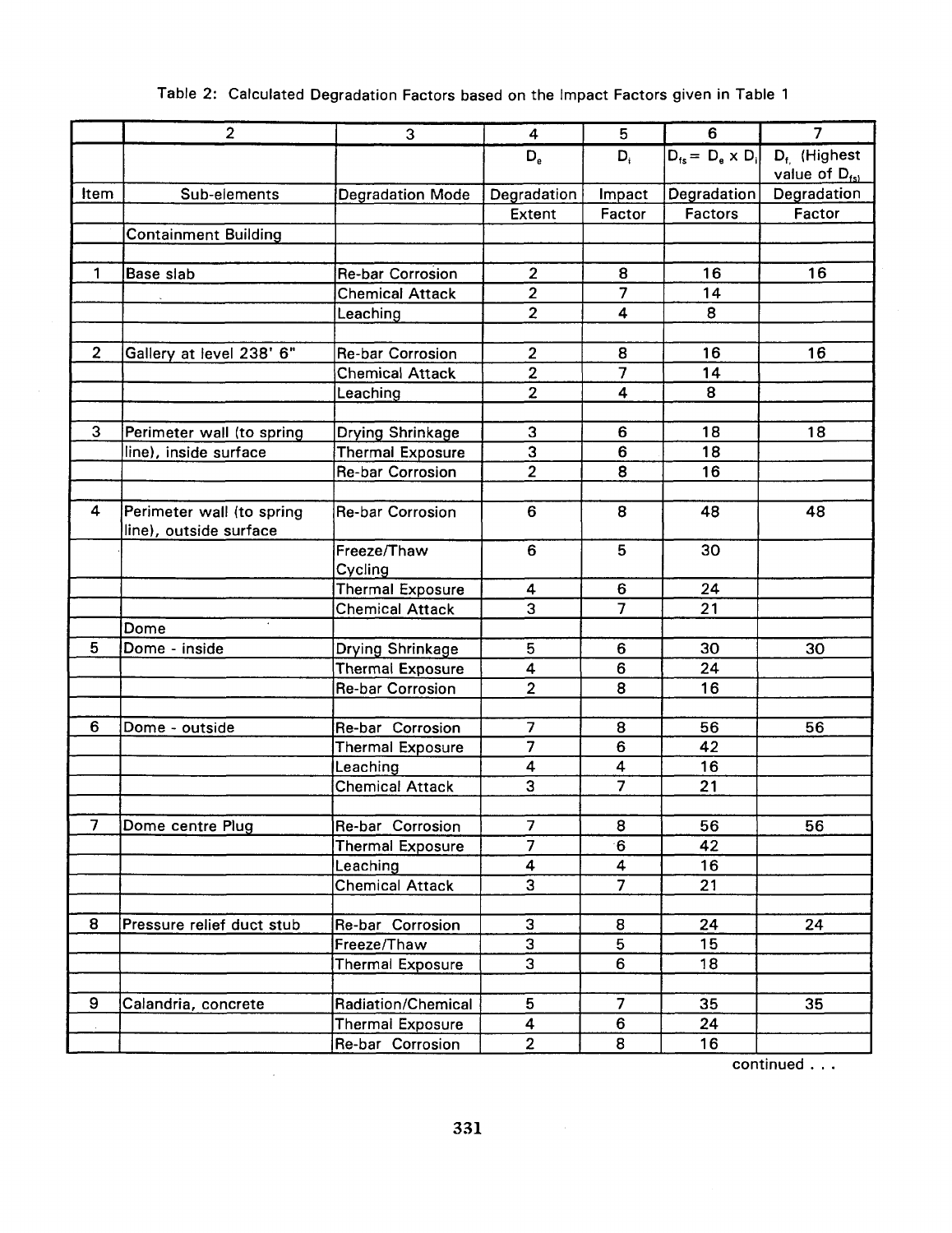Table 2: Calculated Degradation Factors based on the Impact Factors given in Table 1

| | 2 | 3 | 4 | 5 | 6 | 7 |
|---|---|---|---|---|---|---|
| | | | $D_e$ | $D_i$ | $D_{fs} = D_e \times D_i$ | $D_f$ (Highest value of $D_{fs}$) |
| Item | Sub-elements | Degradation Mode | Degradation Extent | Impact Factor | Degradation Factors | Degradation Factor |
| | Containment Building | | | | | |
| 1 | Base slab | Re-bar Corrosion | 2 | 8 | 16 | 16 |
| | | Chemical Attack | 2 | 7 | 14 | |
| | | Leaching | 2 | 4 | 8 | |
| 2 | Gallery at level 238' 6" | Re-bar Corrosion | 2 | 8 | 16 | 16 |
| | | Chemical Attack | 2 | 7 | 14 | |
| | | Leaching | 2 | 4 | 8 | |
| 3 | Perimeter wall (to spring line), inside surface | Drying Shrinkage | 3 | 6 | 18 | 18 |
| | | Thermal Exposure | 3 | 6 | 18 | |
| | | Re-bar Corrosion | 2 | 8 | 16 | |
| 4 | Perimeter wall (to spring line), outside surface | Re-bar Corrosion | 6 | 8 | 48 | 48 |
| | | Freeze/Thaw Cycling | 6 | 5 | 30 | |
| | | Thermal Exposure | 4 | 6 | 24 | |
| | | Chemical Attack | 3 | 7 | 21 | |
| | Dome | | | | | |
| 5 | Dome - inside | Drying Shrinkage | 5 | 6 | 30 | 30 |
| | | Thermal Exposure | 4 | 6 | 24 | |
| | | Re-bar Corrosion | 2 | 8 | 16 | |
| 6 | Dome - outside | Re-bar Corrosion | 7 | 8 | 56 | 56 |
| | | Thermal Exposure | 7 | 6 | 42 | |
| | | Leaching | 4 | 4 | 16 | |
| | | Chemical Attack | 3 | 7 | 21 | |
| 7 | Dome centre Plug | Re-bar Corrosion | 7 | 8 | 56 | 56 |
| | | Thermal Exposure | 7 | 6 | 42 | |
| | | Leaching | 4 | 4 | 16 | |
| | | Chemical Attack | 3 | 7 | 21 | |
| 8 | Pressure relief duct stub | Re-bar Corrosion | 3 | 8 | 24 | 24 |
| | | Freeze/Thaw | 3 | 5 | 15 | |
| | | Thermal Exposure | 3 | 6 | 18 | |
| 9 | Calandria, concrete | Radiation/Chemical | 5 | 7 | 35 | 35 |
| | | Thermal Exposure | 4 | 6 | 24 | |
| | | Re-bar Corrosion | 2 | 8 | 16 | |

continued . . .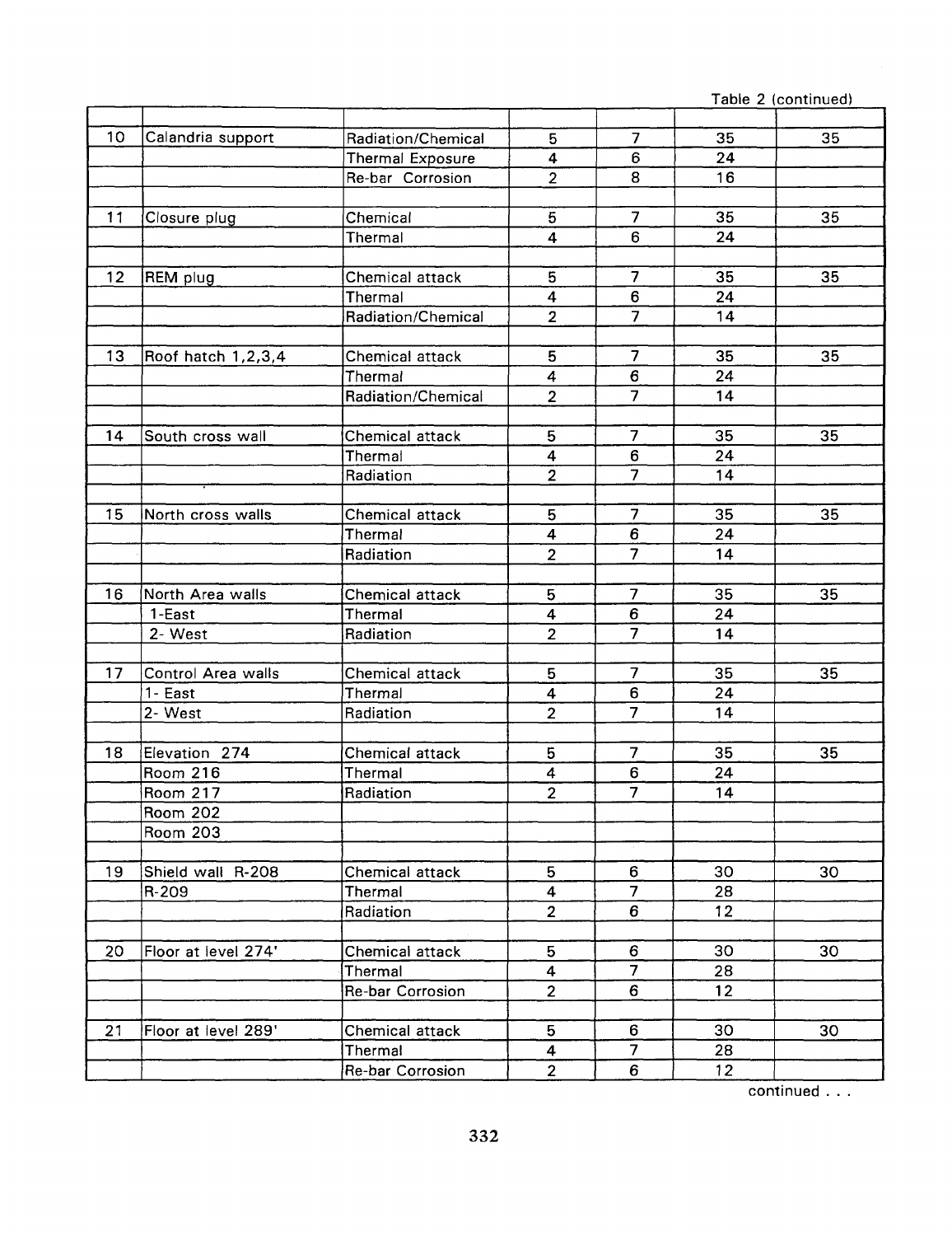Table 2 (continued)

| | | | | | | |
|---|---|---|---|---|---|---|
| 10 | Calandria support | Radiation/Chemical | 5 | 7 | 35 | 35 |
| | | Thermal Exposure | 4 | 6 | 24 | |
| | | Re-bar Corrosion | 2 | 8 | 16 | |
| | | | | | | |
| 11 | Closure plug | Chemical | 5 | 7 | 35 | 35 |
| | | Thermal | 4 | 6 | 24 | |
| | | | | | | |
| 12 | REM plug | Chemical attack | 5 | 7 | 35 | 35 |
| | | Thermal | 4 | 6 | 24 | |
| | | Radiation/Chemical | 2 | 7 | 14 | |
| | | | | | | |
| 13 | Roof hatch 1,2,3,4 | Chemical attack | 5 | 7 | 35 | 35 |
| | | Thermal | 4 | 6 | 24 | |
| | | Radiation/Chemical | 2 | 7 | 14 | |
| | | | | | | |
| 14 | South cross wall | Chemical attack | 5 | 7 | 35 | 35 |
| | | Thermal | 4 | 6 | 24 | |
| | | Radiation | 2 | 7 | 14 | |
| | | | | | | |
| 15 | North cross walls | Chemical attack | 5 | 7 | 35 | 35 |
| | | Thermal | 4 | 6 | 24 | |
| | | Radiation | 2 | 7 | 14 | |
| | | | | | | |
| 16 | North Area walls | Chemical attack | 5 | 7 | 35 | 35 |
| | 1-East | Thermal | 4 | 6 | 24 | |
| | 2- West | Radiation | 2 | 7 | 14 | |
| | | | | | | |
| 17 | Control Area walls | Chemical attack | 5 | 7 | 35 | 35 |
| | 1- East | Thermal | 4 | 6 | 24 | |
| | 2- West | Radiation | 2 | 7 | 14 | |
| | | | | | | |
| 18 | Elevation 274 | Chemical attack | 5 | 7 | 35 | 35 |
| | Room 216 | Thermal | 4 | 6 | 24 | |
| | Room 217 | Radiation | 2 | 7 | 14 | |
| | Room 202 | | | | | |
| | Room 203 | | | | | |
| | | | | | | |
| 19 | Shield wall R-208 | Chemical attack | 5 | 6 | 30 | 30 |
| | R-209 | Thermal | 4 | 7 | 28 | |
| | | Radiation | 2 | 6 | 12 | |
| | | | | | | |
| 20 | Floor at level 274' | Chemical attack | 5 | 6 | 30 | 30 |
| | | Thermal | 4 | 7 | 28 | |
| | | Re-bar Corrosion | 2 | 6 | 12 | |
| | | | | | | |
| 21 | Floor at level 289' | Chemical attack | 5 | 6 | 30 | 30 |
| | | Thermal | 4 | 7 | 28 | |
| | | Re-bar Corrosion | 2 | 6 | 12 | |

continued . . .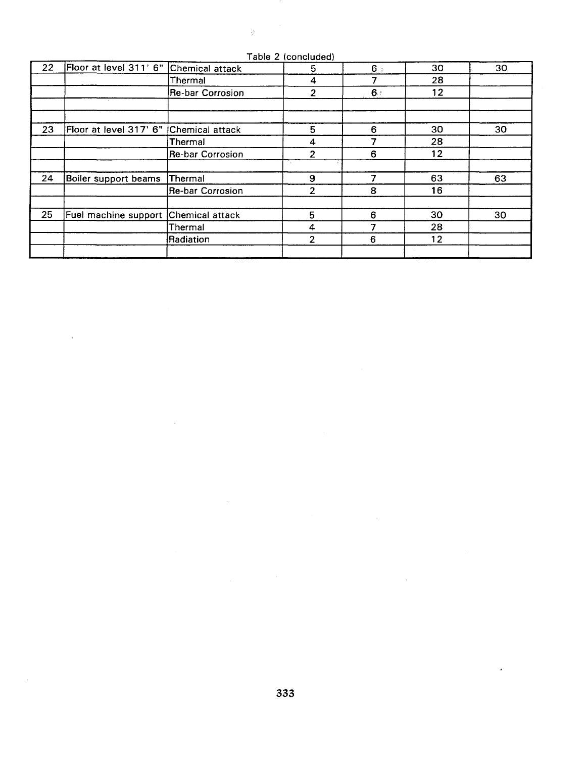Table 2 (concluded)

| | | | | | | |
|---|---|---|---|---|---|---|
| 22 | Floor at level 311' 6" | Chemical attack | 5 | 6 | 30 | 30 |
| | | Thermal | 4 | 7 | 28 | |
| | | Re-bar Corrosion | 2 | 6 | 12 | |
| | | | | | | |
| | | | | | | |
| 23 | Floor at level 317' 6" | Chemical attack | 5 | 6 | 30 | 30 |
| | | Thermal | 4 | 7 | 28 | |
| | | Re-bar Corrosion | 2 | 6 | 12 | |
| | | | | | | |
| 24 | Boiler support beams | Thermal | 9 | 7 | 63 | 63 |
| | | Re-bar Corrosion | 2 | 8 | 16 | |
| | | | | | | |
| 25 | Fuel machine support | Chemical attack | 5 | 6 | 30 | 30 |
| | | Thermal | 4 | 7 | 28 | |
| | | Radiation | 2 | 6 | 12 | |
| | | | | | | |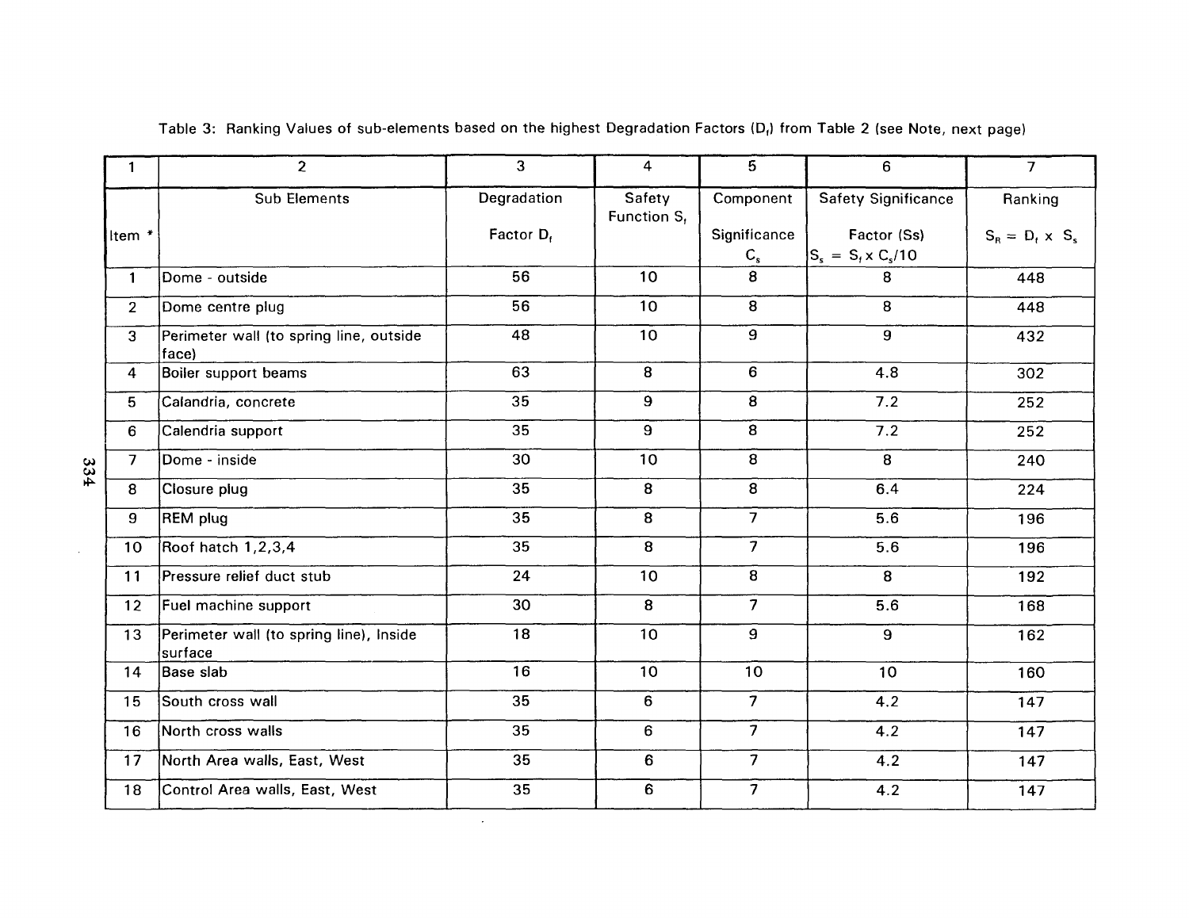Table 3: Ranking Values of sub-elements based on the highest Degradation Factors ($D_f$) from Table 2 (see Note, next page)

| 1 | 2 | 3 | 4 | 5 | 6 | 7 |
|---|---|---|---|---|---|---|
| Item * | Sub Elements | Degradation Factor $D_f$ | Safety Function $S_f$ | Component Significance $C_s$ | Safety Significance Factor (Ss) $S_s = S_f \times C_s/10$ | Ranking $S_R = D_f \times S_s$ |
| 1 | Dome - outside | 56 | 10 | 8 | 8 | 448 |
| 2 | Dome centre plug | 56 | 10 | 8 | 8 | 448 |
| 3 | Perimeter wall (to spring line, outside face) | 48 | 10 | 9 | 9 | 432 |
| 4 | Boiler support beams | 63 | 8 | 6 | 4.8 | 302 |
| 5 | Calandria, concrete | 35 | 9 | 8 | 7.2 | 252 |
| 6 | Calendria support | 35 | 9 | 8 | 7.2 | 252 |
| 7 | Dome - inside | 30 | 10 | 8 | 8 | 240 |
| 8 | Closure plug | 35 | 8 | 8 | 6.4 | 224 |
| 9 | REM plug | 35 | 8 | 7 | 5.6 | 196 |
| 10 | Roof hatch 1,2,3,4 | 35 | 8 | 7 | 5.6 | 196 |
| 11 | Pressure relief duct stub | 24 | 10 | 8 | 8 | 192 |
| 12 | Fuel machine support | 30 | 8 | 7 | 5.6 | 168 |
| 13 | Perimeter wall (to spring line), Inside surface | 18 | 10 | 9 | 9 | 162 |
| 14 | Base slab | 16 | 10 | 10 | 10 | 160 |
| 15 | South cross wall | 35 | 6 | 7 | 4.2 | 147 |
| 16 | North cross walls | 35 | 6 | 7 | 4.2 | 147 |
| 17 | North Area walls, East, West | 35 | 6 | 7 | 4.2 | 147 |
| 18 | Control Area walls, East, West | 35 | 6 | 7 | 4.2 | 147 |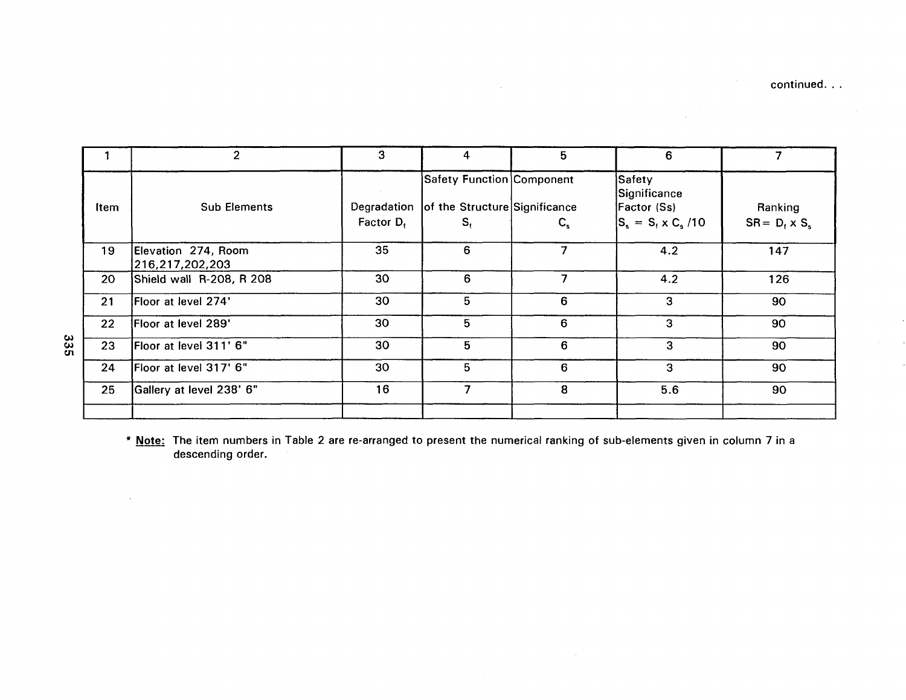continued. . .

| 1 | 2 | 3 | 4 | 5 | 6 | 7 |
|---|---|---|---|---|---|---|
| Item | Sub Elements | Degradation Factor $D_f$ | Safety Function of the Structure $S_f$ | Component Significance $C_s$ | Safety Significance Factor (Ss) $S_s = S_f \times C_s /10$ | Ranking $SR = D_f \times S_s$ |
| 19 | Elevation 274, Room 216,217,202,203 | 35 | 6 | 7 | 4.2 | 147 |
| 20 | Shield wall R-208, R 208 | 30 | 6 | 7 | 4.2 | 126 |
| 21 | Floor at level 274' | 30 | 5 | 6 | 3 | 90 |
| 22 | Floor at level 289' | 30 | 5 | 6 | 3 | 90 |
| 23 | Floor at level 311' 6" | 30 | 5 | 6 | 3 | 90 |
| 24 | Floor at level 317' 6" | 30 | 5 | 6 | 3 | 90 |
| 25 | Gallery at level 238' 6" | 16 | 7 | 8 | 5.6 | 90 |
| | | | | | | |

* **Note:** The item numbers in Table 2 are re-arranged to present the numerical ranking of sub-elements given in column 7 in a descending order.